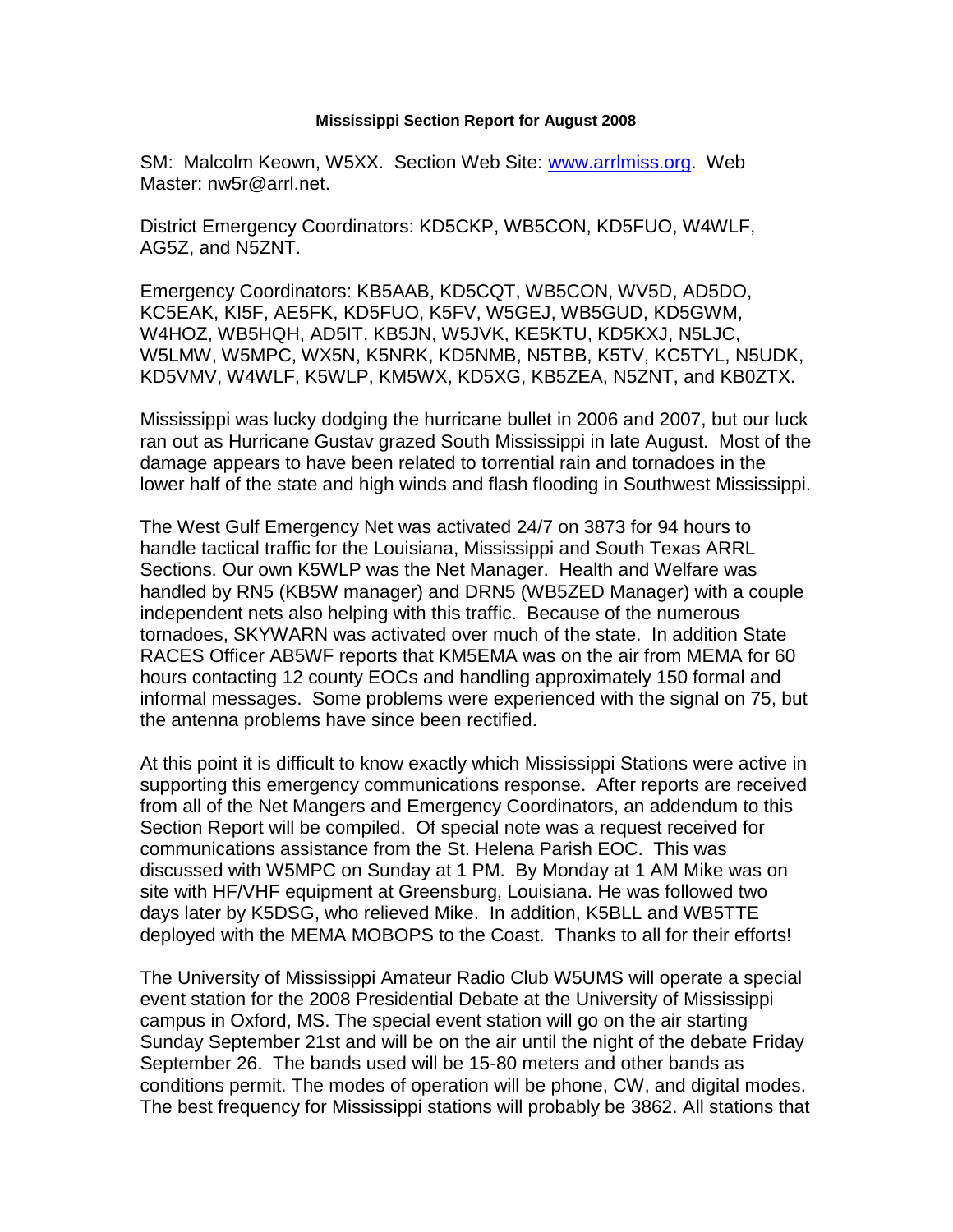**Mississippi Section Report for August 2008**

SM: Malcolm Keown, W5XX. Section Web Site: www.arrlmiss.org. Web Master: nw5r@arrl.net.

District Emergency Coordinators: KD5CKP, WB5CON, KD5FUO, W4WLF, AG5Z, and N5ZNT.

Emergency Coordinators: KB5AAB, KD5CQT, WB5CON, WV5D, AD5DO, KC5EAK, KI5F, AE5FK, KD5FUO, K5FV, W5GEJ, WB5GUD, KD5GWM, W4HOZ, WB5HQH, AD5IT, KB5JN, W5JVK, KE5KTU, KD5KXJ, N5LJC, W5LMW, W5MPC, WX5N, K5NRK, KD5NMB, N5TBB, K5TV, KC5TYL, N5UDK, KD5VMV, W4WLF, K5WLP, KM5WX, KD5XG, KB5ZEA, N5ZNT, and KB0ZTX.

Mississippi was lucky dodging the hurricane bullet in 2006 and 2007, but our luck ran out as Hurricane Gustav grazed South Mississippi in late August. Most of the damage appears to have been related to torrential rain and tornadoes in the lower half of the state and high winds and flash flooding in Southwest Mississippi.

The West Gulf Emergency Net was activated 24/7 on 3873 for 94 hours to handle tactical traffic for the Louisiana, Mississippi and South Texas ARRL Sections. Our own K5WLP was the Net Manager. Health and Welfare was handled by RN5 (KB5W manager) and DRN5 (WB5ZED Manager) with a couple independent nets also helping with this traffic. Because of the numerous tornadoes, SKYWARN was activated over much of the state. In addition State RACES Officer AB5WF reports that KM5EMA was on the air from MEMA for 60 hours contacting 12 county EOCs and handling approximately 150 formal and informal messages. Some problems were experienced with the signal on 75, but the antenna problems have since been rectified.

At this point it is difficult to know exactly which Mississippi Stations were active in supporting this emergency communications response. After reports are received from all of the Net Mangers and Emergency Coordinators, an addendum to this Section Report will be compiled. Of special note was a request received for communications assistance from the St. Helena Parish EOC. This was discussed with W5MPC on Sunday at 1 PM. By Monday at 1 AM Mike was on site with HF/VHF equipment at Greensburg, Louisiana. He was followed two days later by K5DSG, who relieved Mike. In addition, K5BLL and WB5TTE deployed with the MEMA MOBOPS to the Coast. Thanks to all for their efforts!

The University of Mississippi Amateur Radio Club W5UMS will operate a special event station for the 2008 Presidential Debate at the University of Mississippi campus in Oxford, MS. The special event station will go on the air starting Sunday September 21st and will be on the air until the night of the debate Friday September 26. The bands used will be 15-80 meters and other bands as conditions permit. The modes of operation will be phone, CW, and digital modes. The best frequency for Mississippi stations will probably be 3862. All stations that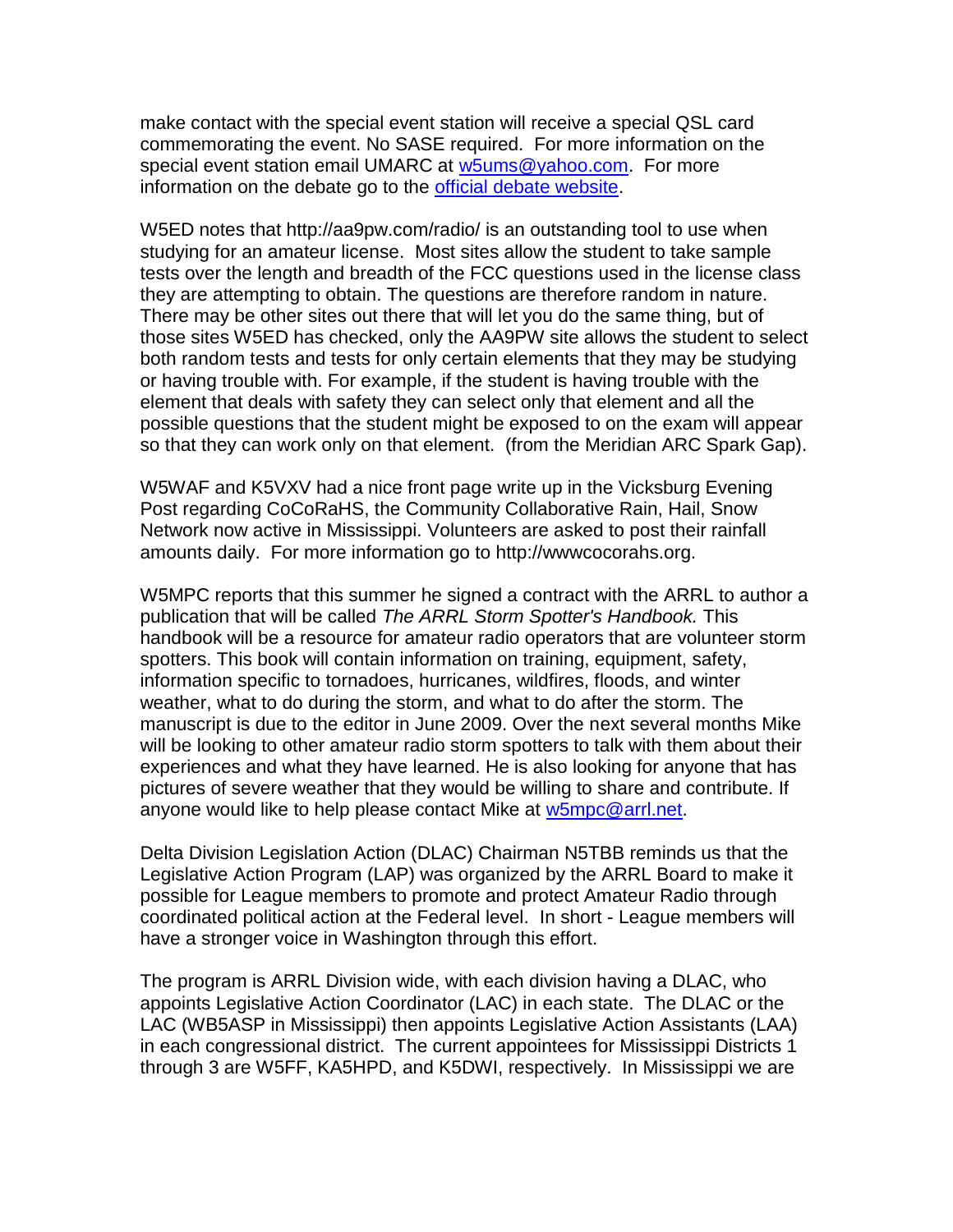make contact with the special event station will receive a special QSL card commemorating the event. No SASE required. For more information on the special event station email UMARC at [w5ums@yahoo.com](mailto:w5ums@yahoo.com). For more information on the debate go to the official debate website.

W5ED notes that http://aa9pw.com/radio/ is an outstanding tool to use when studying for an amateur license. Most sites allow the student to take sample tests over the length and breadth of the FCC questions used in the license class they are attempting to obtain. The questions are therefore random in nature. There may be other sites out there that will let you do the same thing, but of those sites W5ED has checked, only the AA9PW site allows the student to select both random tests and tests for only certain elements that they may be studying or having trouble with. For example, if the student is having trouble with the element that deals with safety they can select only that element and all the possible questions that the student might be exposed to on the exam will appear so that they can work only on that element. (from the Meridian ARC Spark Gap).

W5WAF and K5VXV had a nice front page write up in the Vicksburg Evening Post regarding CoCoRaHS, the Community Collaborative Rain, Hail, Snow Network now active in Mississippi. Volunteers are asked to post their rainfall amounts daily. For more information go to http://wwwcocorahs.org.

W5MPC reports that this summer he signed a contract with the ARRL to author a publication that will be called *The ARRL Storm Spotter's Handbook.* This handbook will be a resource for amateur radio operators that are volunteer storm spotters. This book will contain information on training, equipment, safety, information specific to tornadoes, hurricanes, wildfires, floods, and winter weather, what to do during the storm, and what to do after the storm. The manuscript is due to the editor in June 2009. Over the next several months Mike will be looking to other amateur radio storm spotters to talk with them about their experiences and what they have learned. He is also looking for anyone that has pictures of severe weather that they would be willing to share and contribute. If anyone would like to help please contact Mike at [w5mpc@arrl.net](mailto:w5mpc@arrl.net).

Delta Division Legislation Action (DLAC) Chairman N5TBB reminds us that the Legislative Action Program (LAP) was organized by the ARRL Board to make it possible for League members to promote and protect Amateur Radio through coordinated political action at the Federal level. In short - League members will have a stronger voice in Washington through this effort.

The program is ARRL Division wide, with each division having a DLAC, who appoints Legislative Action Coordinator (LAC) in each state. The DLAC or the LAC (WB5ASP in Mississippi) then appoints Legislative Action Assistants (LAA) in each congressional district. The current appointees for Mississippi Districts 1 through 3 are W5FF, KA5HPD, and K5DWI, respectively. In Mississippi we are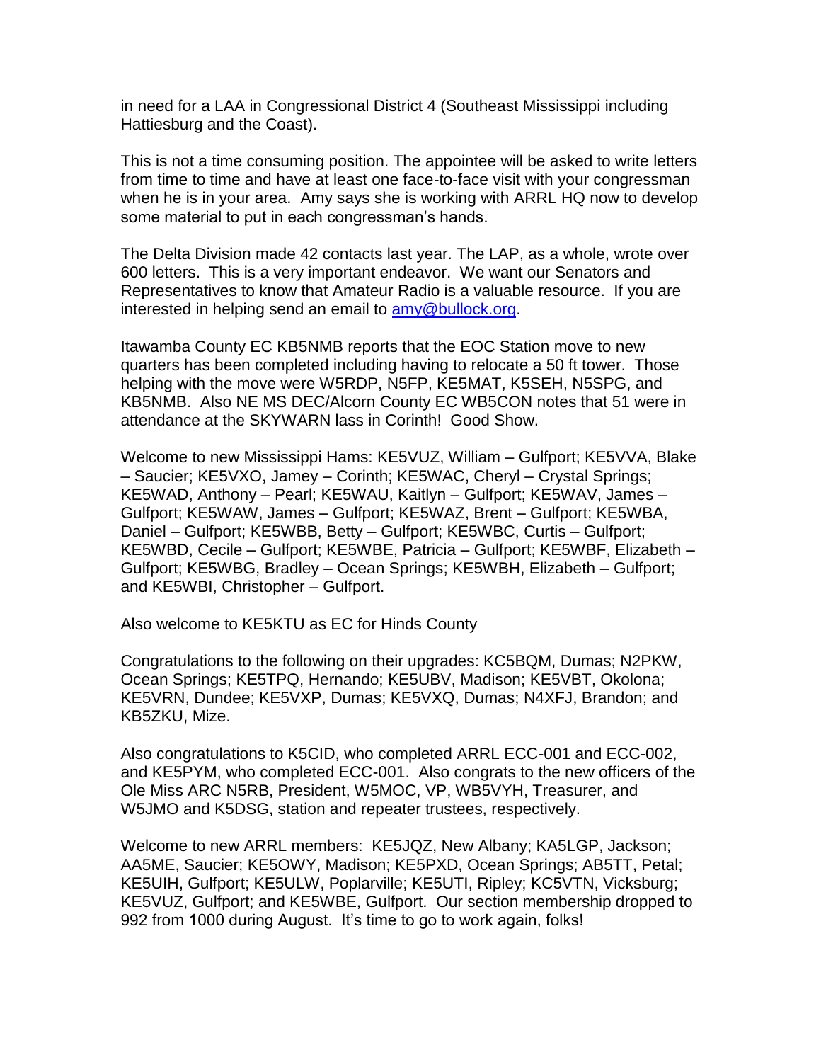in need for a LAA in Congressional District 4 (Southeast Mississippi including Hattiesburg and the Coast).

This is not a time consuming position. The appointee will be asked to write letters from time to time and have at least one face-to-face visit with your congressman when he is in your area. Amy says she is working with ARRL HQ now to develop some material to put in each congressman's hands.

The Delta Division made 42 contacts last year. The LAP, as a whole, wrote over 600 letters. This is a very important endeavor. We want our Senators and Representatives to know that Amateur Radio is a valuable resource. If you are interested in helping send an email to amy@bullock.org.

Itawamba County EC KB5NMB reports that the EOC Station move to new quarters has been completed including having to relocate a 50 ft tower. Those helping with the move were W5RDP, N5FP, KE5MAT, K5SEH, N5SPG, and KB5NMB. Also NE MS DEC/Alcorn County EC WB5CON notes that 51 were in attendance at the SKYWARN lass in Corinth! Good Show.

Welcome to new Mississippi Hams: KE5VUZ, William – Gulfport; KE5VVA, Blake – Saucier; KE5VXO, Jamey – Corinth; KE5WAC, Cheryl – Crystal Springs; KE5WAD, Anthony – Pearl; KE5WAU, Kaitlyn – Gulfport; KE5WAV, James – Gulfport; KE5WAW, James – Gulfport; KE5WAZ, Brent – Gulfport; KE5WBA, Daniel – Gulfport; KE5WBB, Betty – Gulfport; KE5WBC, Curtis – Gulfport; KE5WBD, Cecile – Gulfport; KE5WBE, Patricia – Gulfport; KE5WBF, Elizabeth – Gulfport; KE5WBG, Bradley – Ocean Springs; KE5WBH, Elizabeth – Gulfport; and KE5WBI, Christopher – Gulfport.

Also welcome to KE5KTU as EC for Hinds County

Congratulations to the following on their upgrades: KC5BQM, Dumas; N2PKW, Ocean Springs; KE5TPQ, Hernando; KE5UBV, Madison; KE5VBT, Okolona; KE5VRN, Dundee; KE5VXP, Dumas; KE5VXQ, Dumas; N4XFJ, Brandon; and KB5ZKU, Mize.

Also congratulations to K5CID, who completed ARRL ECC-001 and ECC-002, and KE5PYM, who completed ECC-001. Also congrats to the new officers of the Ole Miss ARC N5RB, President, W5MOC, VP, WB5VYH, Treasurer, and W5JMO and K5DSG, station and repeater trustees, respectively.

Welcome to new ARRL members: KE5JQZ, New Albany; KA5LGP, Jackson; AA5ME, Saucier; KE5OWY, Madison; KE5PXD, Ocean Springs; AB5TT, Petal; KE5UIH, Gulfport; KE5ULW, Poplarville; KE5UTI, Ripley; KC5VTN, Vicksburg; KE5VUZ, Gulfport; and KE5WBE, Gulfport. Our section membership dropped to 992 from 1000 during August. It's time to go to work again, folks!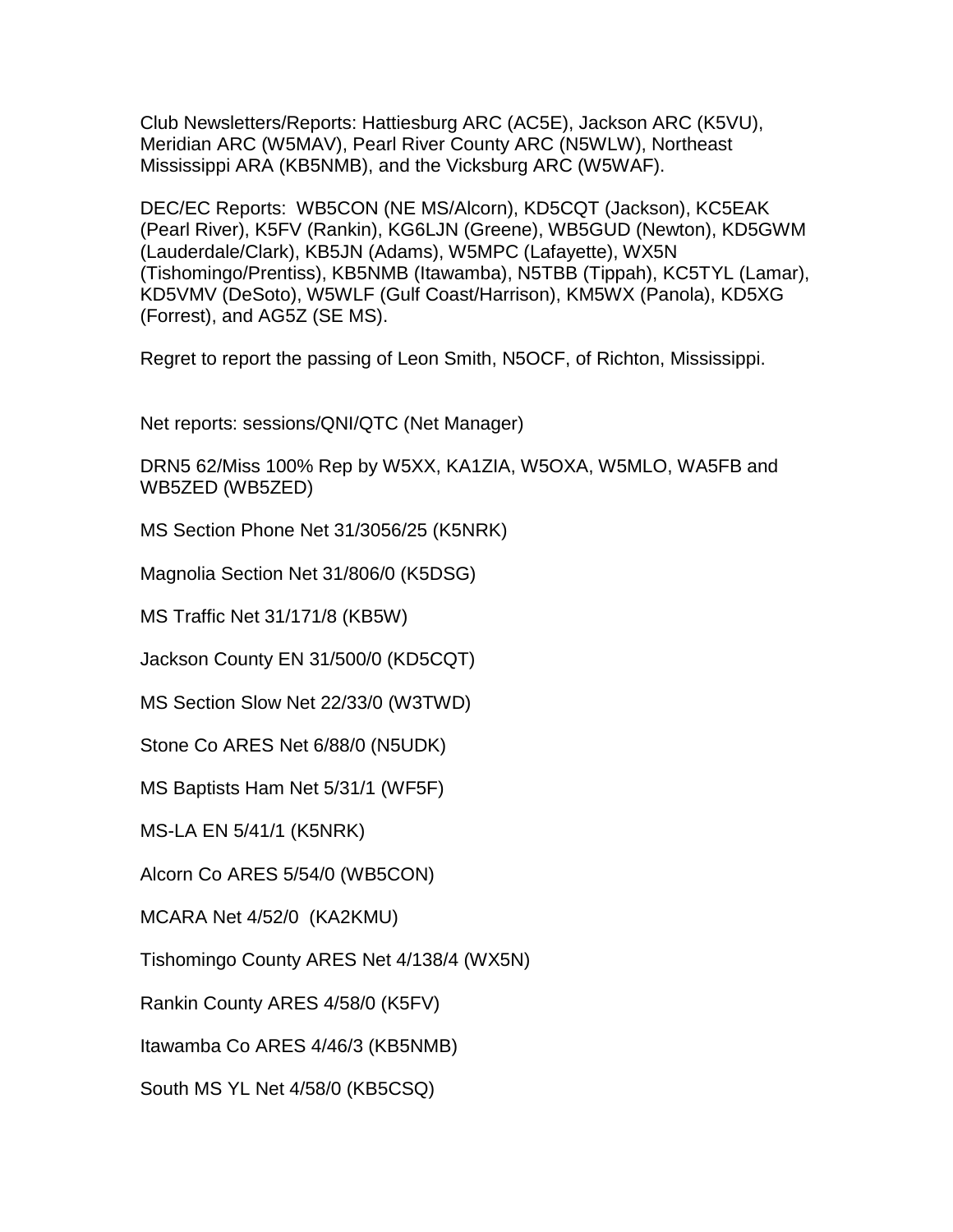Club Newsletters/Reports: Hattiesburg ARC (AC5E), Jackson ARC (K5VU), Meridian ARC (W5MAV), Pearl River County ARC (N5WLW), Northeast Mississippi ARA (KB5NMB), and the Vicksburg ARC (W5WAF).

DEC/EC Reports: WB5CON (NE MS/Alcorn), KD5CQT (Jackson), KC5EAK (Pearl River), K5FV (Rankin), KG6LJN (Greene), WB5GUD (Newton), KD5GWM (Lauderdale/Clark), KB5JN (Adams), W5MPC (Lafayette), WX5N (Tishomingo/Prentiss), KB5NMB (Itawamba), N5TBB (Tippah), KC5TYL (Lamar), KD5VMV (DeSoto), W5WLF (Gulf Coast/Harrison), KM5WX (Panola), KD5XG (Forrest), and AG5Z (SE MS).

Regret to report the passing of Leon Smith, N5OCF, of Richton, Mississippi.

Net reports: sessions/QNI/QTC (Net Manager)

DRN5 62/Miss 100% Rep by W5XX, KA1ZIA, W5OXA, W5MLO, WA5FB and WB5ZED (WB5ZED)

MS Section Phone Net 31/3056/25 (K5NRK)

Magnolia Section Net 31/806/0 (K5DSG)

MS Traffic Net 31/171/8 (KB5W)

Jackson County EN 31/500/0 (KD5CQT)

MS Section Slow Net 22/33/0 (W3TWD)

Stone Co ARES Net 6/88/0 (N5UDK)

MS Baptists Ham Net 5/31/1 (WF5F)

MS-LA EN 5/41/1 (K5NRK)

Alcorn Co ARES 5/54/0 (WB5CON)

MCARA Net 4/52/0 (KA2KMU)

Tishomingo County ARES Net 4/138/4 (WX5N)

Rankin County ARES 4/58/0 (K5FV)

Itawamba Co ARES 4/46/3 (KB5NMB)

South MS YL Net 4/58/0 (KB5CSQ)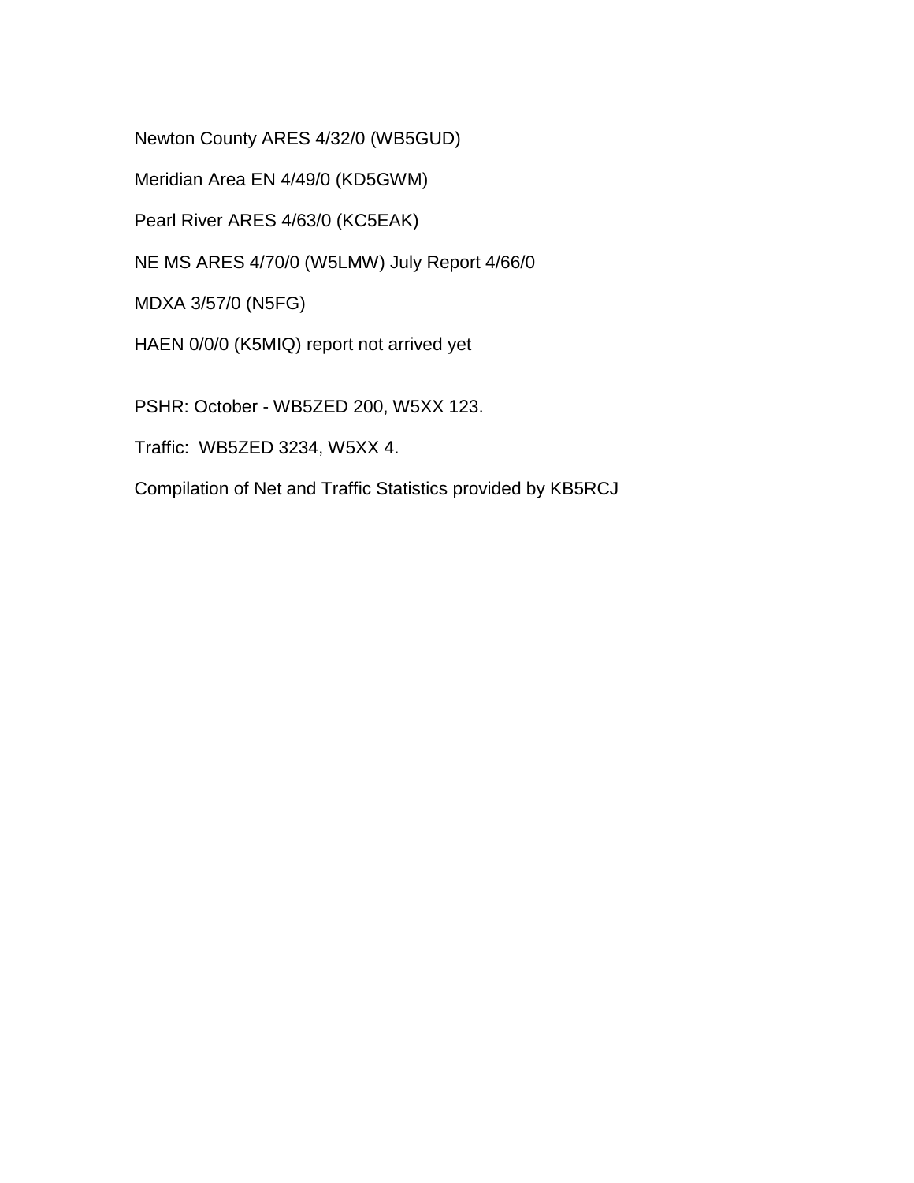Newton County ARES 4/32/0 (WB5GUD)

Meridian Area EN 4/49/0 (KD5GWM)

Pearl River ARES 4/63/0 (KC5EAK)

NE MS ARES 4/70/0 (W5LMW) July Report 4/66/0

MDXA 3/57/0 (N5FG)

HAEN 0/0/0 (K5MIQ) report not arrived yet

PSHR: October - WB5ZED 200, W5XX 123.

Traffic: WB5ZED 3234, W5XX 4.

Compilation of Net and Traffic Statistics provided by KB5RCJ